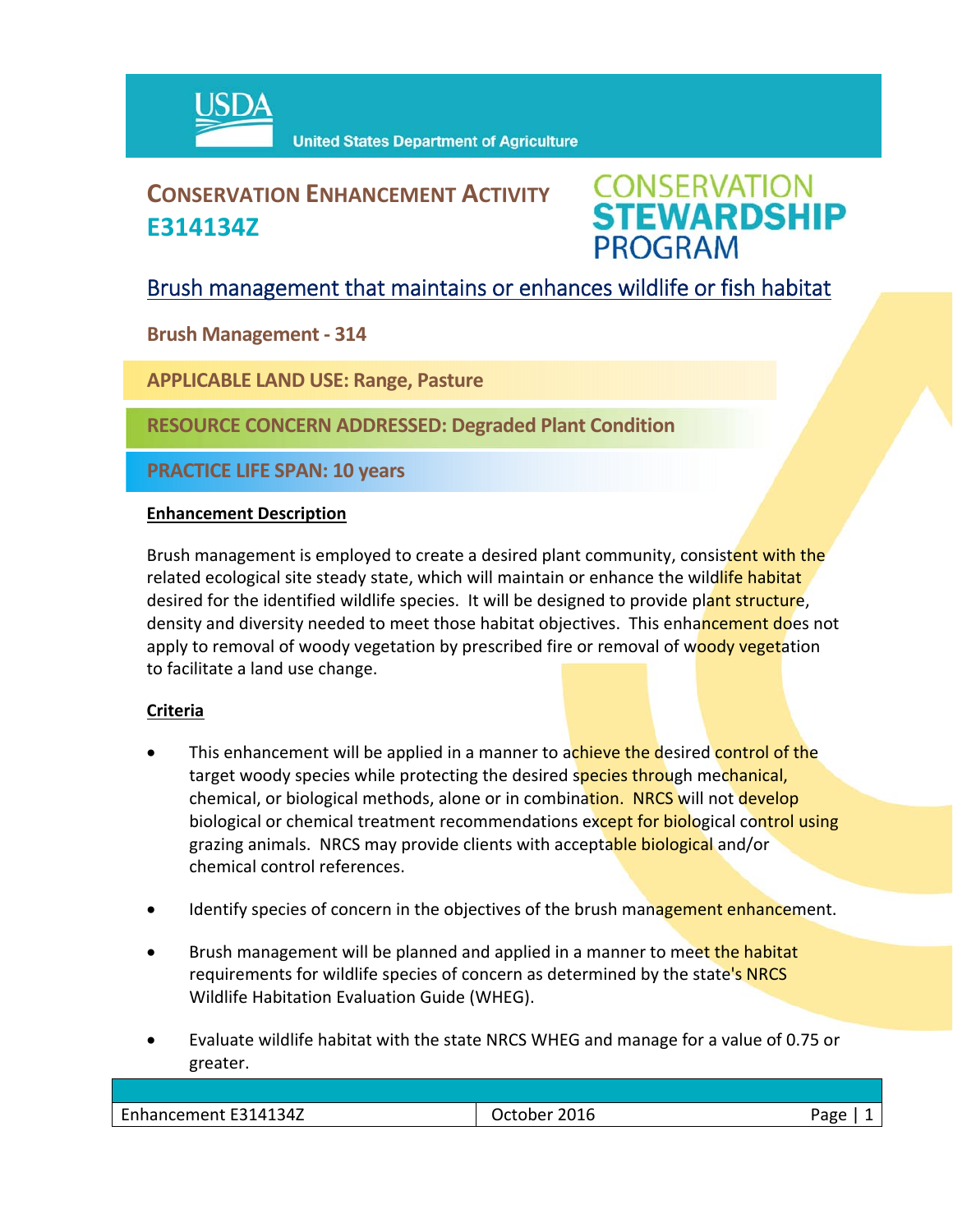USDA United States Department of Agriculture

# CONSERVATION ENHANCEMENT ACTIVITY E314134Z

CONSERVATION STEWARDSHIP PROGRAM

## Brush management that maintains or enhances wildlife or fish habitat

**Brush Management - 314**

**APPLICABLE LAND USE: Range, Pasture**

**RESOURCE CONCERN ADDRESSED: Degraded Plant Condition**

**PRACTICE LIFE SPAN: 10 years**

### Enhancement Description

Brush management is employed to create a desired plant community, consistent with the related ecological site steady state, which will maintain or enhance the wildlife habitat desired for the identified wildlife species. It will be designed to provide plant structure, density and diversity needed to meet those habitat objectives. This enhancement does not apply to removal of woody vegetation by prescribed fire or removal of woody vegetation to facilitate a land use change.

### Criteria

- This enhancement will be applied in a manner to achieve the desired control of the target woody species while protecting the desired species through mechanical, chemical, or biological methods, alone or in combination. NRCS will not develop biological or chemical treatment recommendations except for biological control using grazing animals. NRCS may provide clients with acceptable biological and/or chemical control references.
- Identify species of concern in the objectives of the brush management enhancement.
- Brush management will be planned and applied in a manner to meet the habitat requirements for wildlife species of concern as determined by the state's NRCS Wildlife Habitation Evaluation Guide (WHEG).
- Evaluate wildlife habitat with the state NRCS WHEG and manage for a value of 0.75 or greater.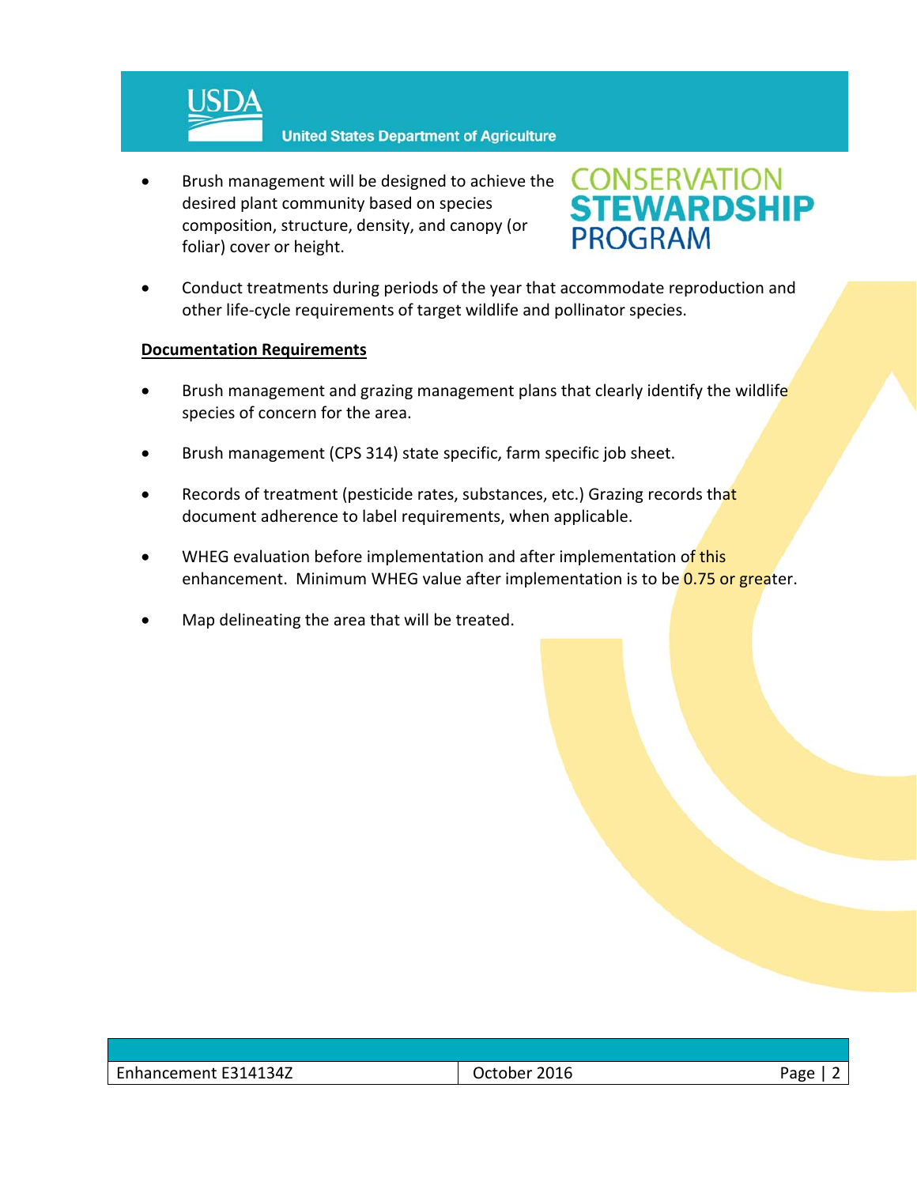- Brush management will be designed to achieve the desired plant community based on species composition, structure, density, and canopy (or foliar) cover or height.

- Conduct treatments during periods of the year that accommodate reproduction and other life-cycle requirements of target wildlife and pollinator species.

**Documentation Requirements**

- Brush management and grazing management plans that clearly identify the wildlife species of concern for the area.

- Brush management (CPS 314) state specific, farm specific job sheet.

- Records of treatment (pesticide rates, substances, etc.) Grazing records that document adherence to label requirements, when applicable.

- WHEG evaluation before implementation and after implementation of this enhancement. Minimum WHEG value after implementation is to be 0.75 or greater.

- Map delineating the area that will be treated.